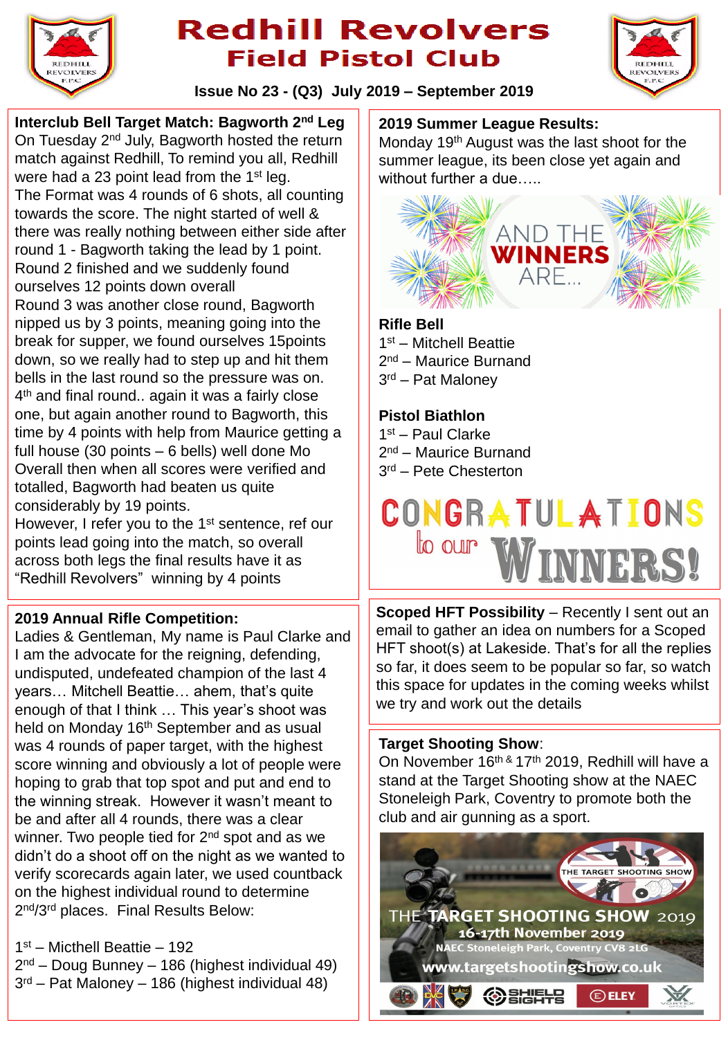# Redhill Revolvers Field Pistol Club

**Issue No 23 - (Q3) July 2019 – September 2019**

## Interclub Bell Target Match: Bagworth 2nd Leg

On Tuesday 2nd July, Bagworth hosted the return match against Redhill, To remind you all, Redhill were had a 23 point lead from the 1st leg.
The Format was 4 rounds of 6 shots, all counting towards the score. The night started of well & there was really nothing between either side after round 1 - Bagworth taking the lead by 1 point.
Round 2 finished and we suddenly found ourselves 12 points down overall
Round 3 was another close round, Bagworth nipped us by 3 points, meaning going into the break for supper, we found ourselves 15points down, so we really had to step up and hit them bells in the last round so the pressure was on.
4th and final round.. again it was a fairly close one, but again another round to Bagworth, this time by 4 points with help from Maurice getting a full house (30 points – 6 bells) well done Mo
Overall then when all scores were verified and totalled, Bagworth had beaten us quite considerably by 19 points.
However, I refer you to the 1st sentence, ref our points lead going into the match, so overall across both legs the final results have it as "Redhill Revolvers" winning by 4 points

## 2019 Annual Rifle Competition:

Ladies & Gentleman, My name is Paul Clarke and I am the advocate for the reigning, defending, undisputed, undefeated champion of the last 4 years… Mitchell Beattie… ahem, that's quite enough of that I think … This year's shoot was held on Monday 16th September and as usual was 4 rounds of paper target, with the highest score winning and obviously a lot of people were hoping to grab that top spot and put and end to the winning streak. However it wasn't meant to be and after all 4 rounds, there was a clear winner. Two people tied for 2nd spot and as we didn't do a shoot off on the night as we wanted to verify scorecards again later, we used countback on the highest individual round to determine 2nd/3rd places. Final Results Below:

1st – Mitchell Beattie – 192
2nd – Doug Bunney – 186 (highest individual 49)
3rd – Pat Maloney – 186 (highest individual 48)

## 2019 Summer League Results:

Monday 19th August was the last shoot for the summer league, its been close yet again and without further a due…..

AND THE WINNERS ARE...

**Rifle Bell**
1st – Mitchell Beattie
2nd – Maurice Burnand
3rd – Pat Maloney

**Pistol Biathlon**
1st – Paul Clarke
2nd – Maurice Burnand
3rd – Pete Chesterton

CONGRATULATIONS to our WINNERS!

**Scoped HFT Possibility** – Recently I sent out an email to gather an idea on numbers for a Scoped HFT shoot(s) at Lakeside. That's for all the replies so far, it does seem to be popular so far, so watch this space for updates in the coming weeks whilst we try and work out the details

## Target Shooting Show:

On November 16th & 17th 2019, Redhill will have a stand at the Target Shooting show at the NAEC Stoneleigh Park, Coventry to promote both the club and air gunning as a sport.

THE TARGET SHOOTING SHOW 2019
16-17th November 2019
NAEC Stoneleigh Park, Coventry CV8 2LG
www.targetshootingshow.co.uk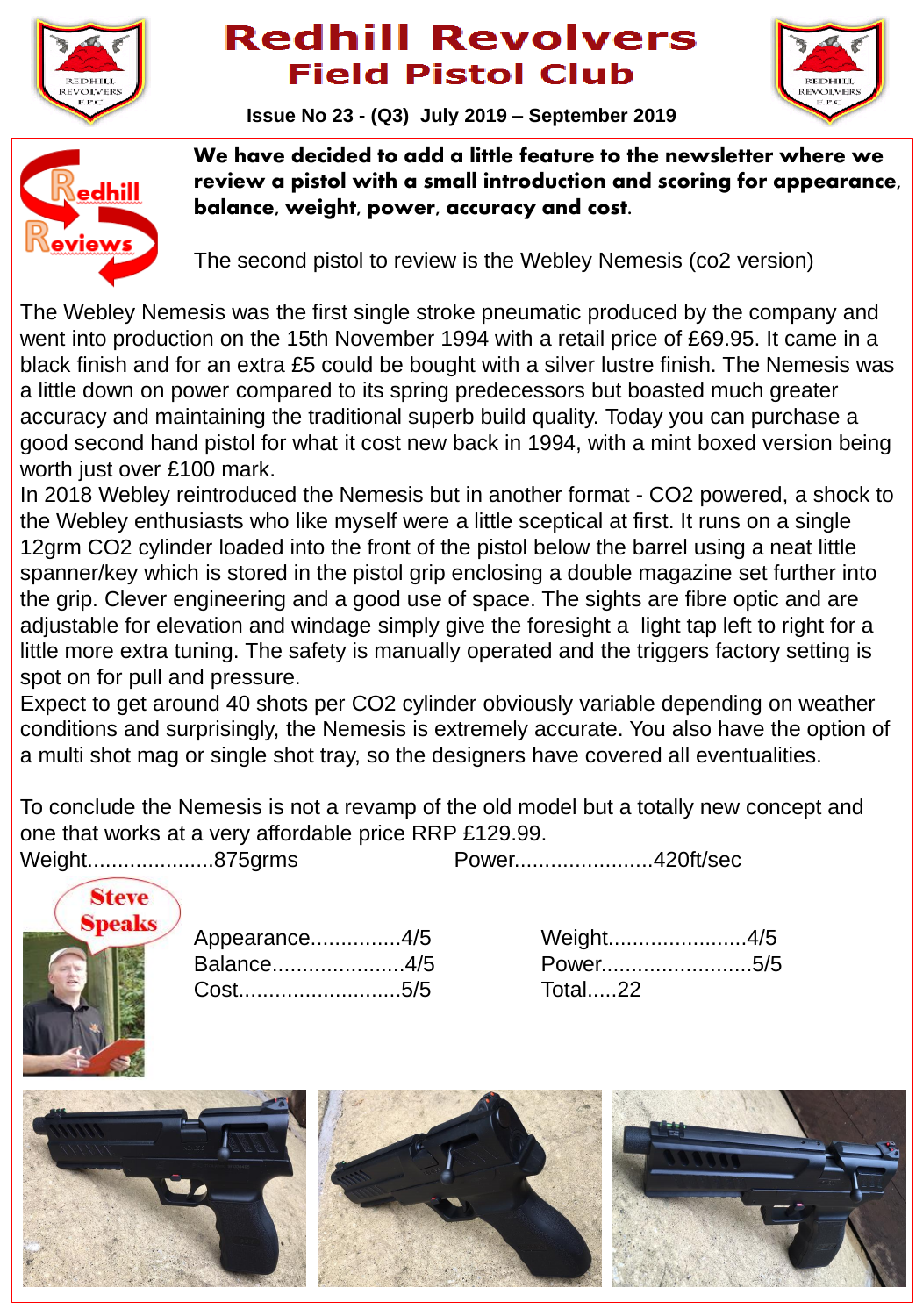# Redhill Revolvers
## Field Pistol Club

**Issue No 23 - (Q3) July 2019 – September 2019**

Redhill Reviews

**We have decided to add a little feature to the newsletter where we review a pistol with a small introduction and scoring for appearance, balance, weight, power, accuracy and cost.**

The second pistol to review is the Webley Nemesis (co2 version)

The Webley Nemesis was the first single stroke pneumatic produced by the company and went into production on the 15th November 1994 with a retail price of £69.95. It came in a black finish and for an extra £5 could be bought with a silver lustre finish. The Nemesis was a little down on power compared to its spring predecessors but boasted much greater accuracy and maintaining the traditional superb build quality. Today you can purchase a good second hand pistol for what it cost new back in 1994, with a mint boxed version being worth just over £100 mark.

In 2018 Webley reintroduced the Nemesis but in another format - CO2 powered, a shock to the Webley enthusiasts who like myself were a little sceptical at first. It runs on a single 12grm CO2 cylinder loaded into the front of the pistol below the barrel using a neat little spanner/key which is stored in the pistol grip enclosing a double magazine set further into the grip. Clever engineering and a good use of space. The sights are fibre optic and are adjustable for elevation and windage simply give the foresight a light tap left to right for a little more extra tuning. The safety is manually operated and the triggers factory setting is spot on for pull and pressure.

Expect to get around 40 shots per CO2 cylinder obviously variable depending on weather conditions and surprisingly, the Nemesis is extremely accurate. You also have the option of a multi shot mag or single shot tray, so the designers have covered all eventualities.

To conclude the Nemesis is not a revamp of the old model but a totally new concept and one that works at a very affordable price RRP £129.99.

Weight.....................875grms    Power.......................420ft/sec

Steve Speaks

Appearance...............4/5
Balance......................4/5
Cost...........................5/5

Weight.......................4/5
Power.........................5/5
Total.....22